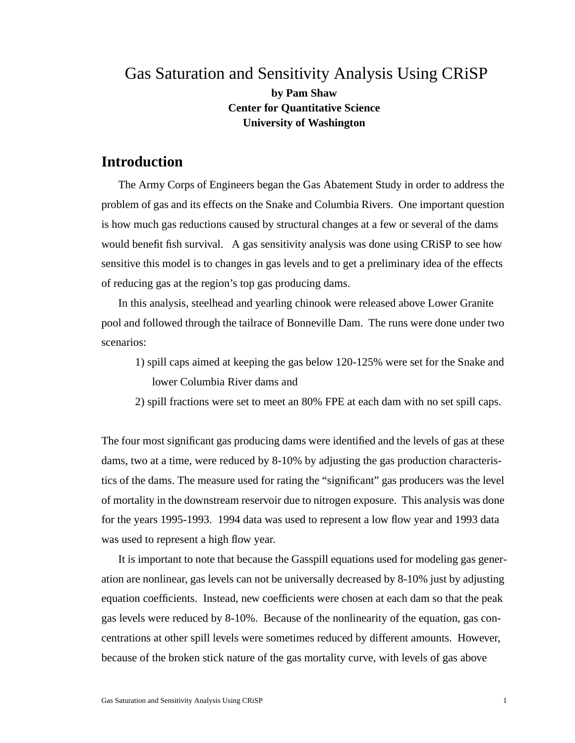# Gas Saturation and Sensitivity Analysis Using CRiSP

**by Pam Shaw**
**Center for Quantitative Science**
**University of Washington**

## Introduction

The Army Corps of Engineers began the Gas Abatement Study in order to address the problem of gas and its effects on the Snake and Columbia Rivers. One important question is how much gas reductions caused by structural changes at a few or several of the dams would benefit fish survival. A gas sensitivity analysis was done using CRiSP to see how sensitive this model is to changes in gas levels and to get a preliminary idea of the effects of reducing gas at the region's top gas producing dams.

In this analysis, steelhead and yearling chinook were released above Lower Granite pool and followed through the tailrace of Bonneville Dam. The runs were done under two scenarios:

1) spill caps aimed at keeping the gas below 120-125% were set for the Snake and lower Columbia River dams and
2) spill fractions were set to meet an 80% FPE at each dam with no set spill caps.

The four most significant gas producing dams were identified and the levels of gas at these dams, two at a time, were reduced by 8-10% by adjusting the gas production characteristics of the dams. The measure used for rating the "significant" gas producers was the level of mortality in the downstream reservoir due to nitrogen exposure. This analysis was done for the years 1995-1993. 1994 data was used to represent a low flow year and 1993 data was used to represent a high flow year.

It is important to note that because the Gasspill equations used for modeling gas generation are nonlinear, gas levels can not be universally decreased by 8-10% just by adjusting equation coefficients. Instead, new coefficients were chosen at each dam so that the peak gas levels were reduced by 8-10%. Because of the nonlinearity of the equation, gas concentrations at other spill levels were sometimes reduced by different amounts. However, because of the broken stick nature of the gas mortality curve, with levels of gas above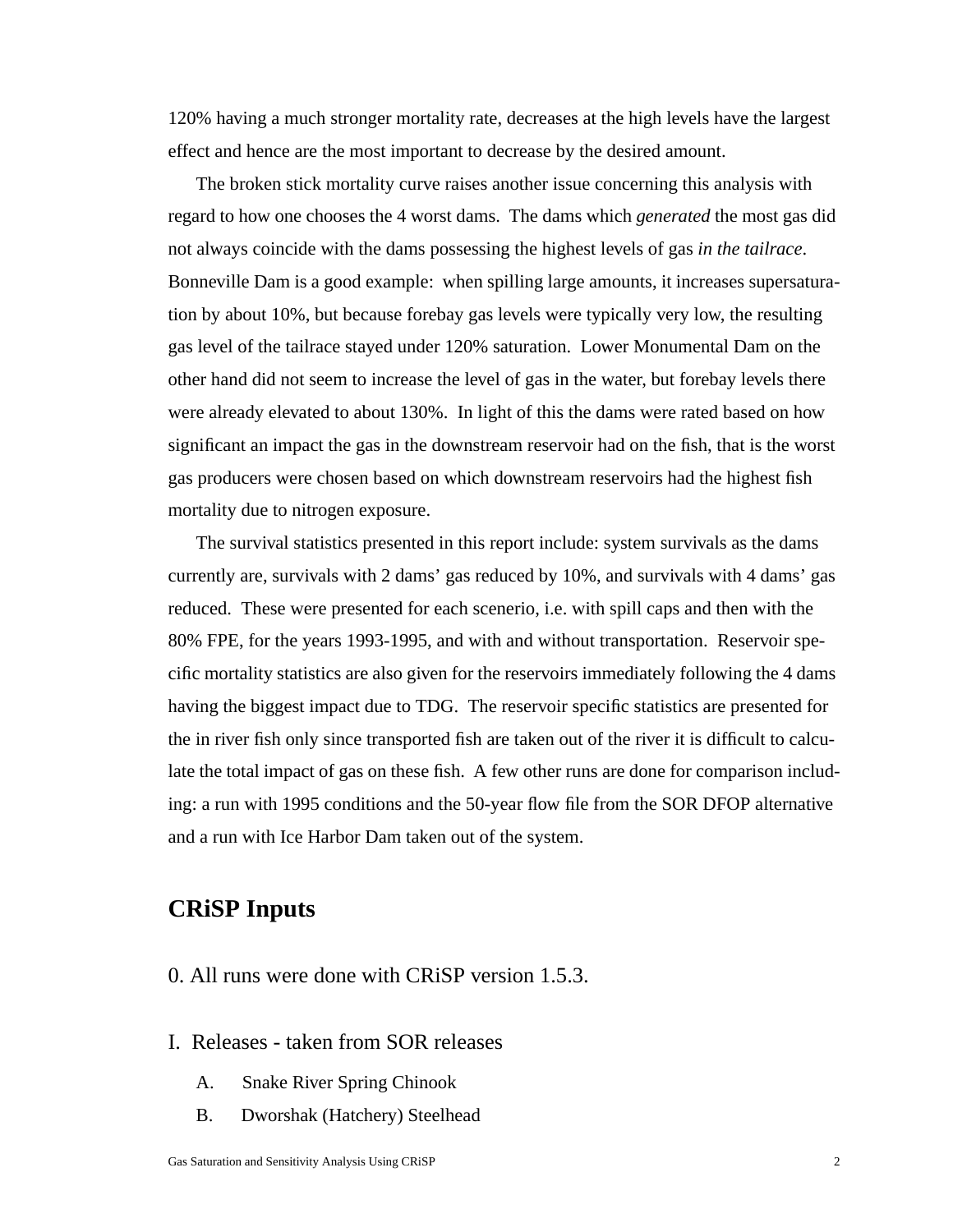120% having a much stronger mortality rate, decreases at the high levels have the largest effect and hence are the most important to decrease by the desired amount.

The broken stick mortality curve raises another issue concerning this analysis with regard to how one chooses the 4 worst dams. The dams which *generated* the most gas did not always coincide with the dams possessing the highest levels of gas *in the tailrace*. Bonneville Dam is a good example: when spilling large amounts, it increases supersaturation by about 10%, but because forebay gas levels were typically very low, the resulting gas level of the tailrace stayed under 120% saturation. Lower Monumental Dam on the other hand did not seem to increase the level of gas in the water, but forebay levels there were already elevated to about 130%. In light of this the dams were rated based on how significant an impact the gas in the downstream reservoir had on the fish, that is the worst gas producers were chosen based on which downstream reservoirs had the highest fish mortality due to nitrogen exposure.

The survival statistics presented in this report include: system survivals as the dams currently are, survivals with 2 dams' gas reduced by 10%, and survivals with 4 dams' gas reduced. These were presented for each scenerio, i.e. with spill caps and then with the 80% FPE, for the years 1993-1995, and with and without transportation. Reservoir specific mortality statistics are also given for the reservoirs immediately following the 4 dams having the biggest impact due to TDG. The reservoir specific statistics are presented for the in river fish only since transported fish are taken out of the river it is difficult to calculate the total impact of gas on these fish. A few other runs are done for comparison including: a run with 1995 conditions and the 50-year flow file from the SOR DFOP alternative and a run with Ice Harbor Dam taken out of the system.

## CRiSP Inputs

0. All runs were done with CRiSP version 1.5.3.

I. Releases - taken from SOR releases

A. Snake River Spring Chinook

B. Dworshak (Hatchery) Steelhead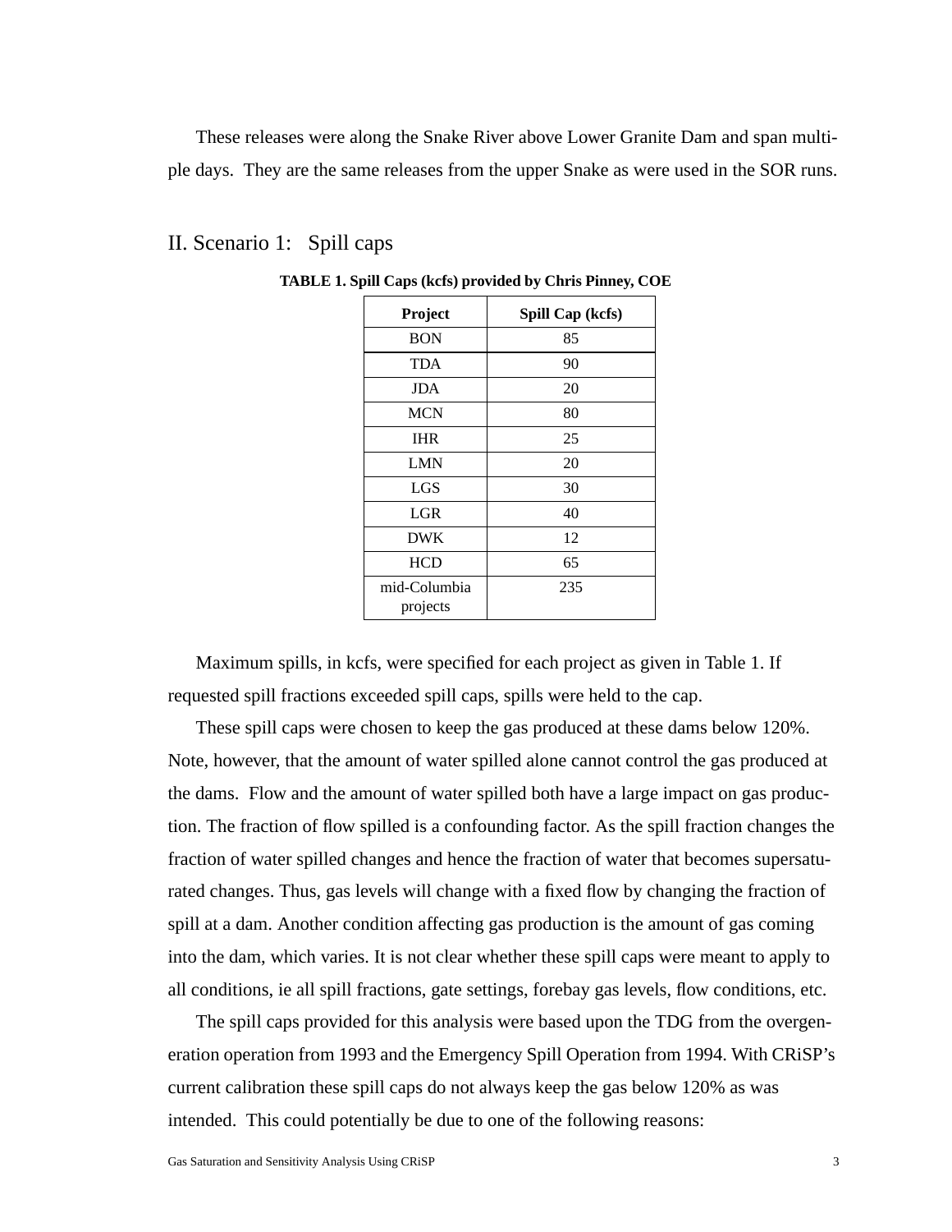These releases were along the Snake River above Lower Granite Dam and span multiple days. They are the same releases from the upper Snake as were used in the SOR runs.

## II. Scenario 1: Spill caps

**TABLE 1. Spill Caps (kcfs) provided by Chris Pinney, COE**

| Project | Spill Cap (kcfs) |
|---|---|
| BON | 85 |
| TDA | 90 |
| JDA | 20 |
| MCN | 80 |
| IHR | 25 |
| LMN | 20 |
| LGS | 30 |
| LGR | 40 |
| DWK | 12 |
| HCD | 65 |
| mid-Columbia projects | 235 |

Maximum spills, in kcfs, were specified for each project as given in Table 1. If requested spill fractions exceeded spill caps, spills were held to the cap.

These spill caps were chosen to keep the gas produced at these dams below 120%. Note, however, that the amount of water spilled alone cannot control the gas produced at the dams. Flow and the amount of water spilled both have a large impact on gas production. The fraction of flow spilled is a confounding factor. As the spill fraction changes the fraction of water spilled changes and hence the fraction of water that becomes supersaturated changes. Thus, gas levels will change with a fixed flow by changing the fraction of spill at a dam. Another condition affecting gas production is the amount of gas coming into the dam, which varies. It is not clear whether these spill caps were meant to apply to all conditions, ie all spill fractions, gate settings, forebay gas levels, flow conditions, etc.

The spill caps provided for this analysis were based upon the TDG from the overgeneration operation from 1993 and the Emergency Spill Operation from 1994. With CRiSP's current calibration these spill caps do not always keep the gas below 120% as was intended. This could potentially be due to one of the following reasons: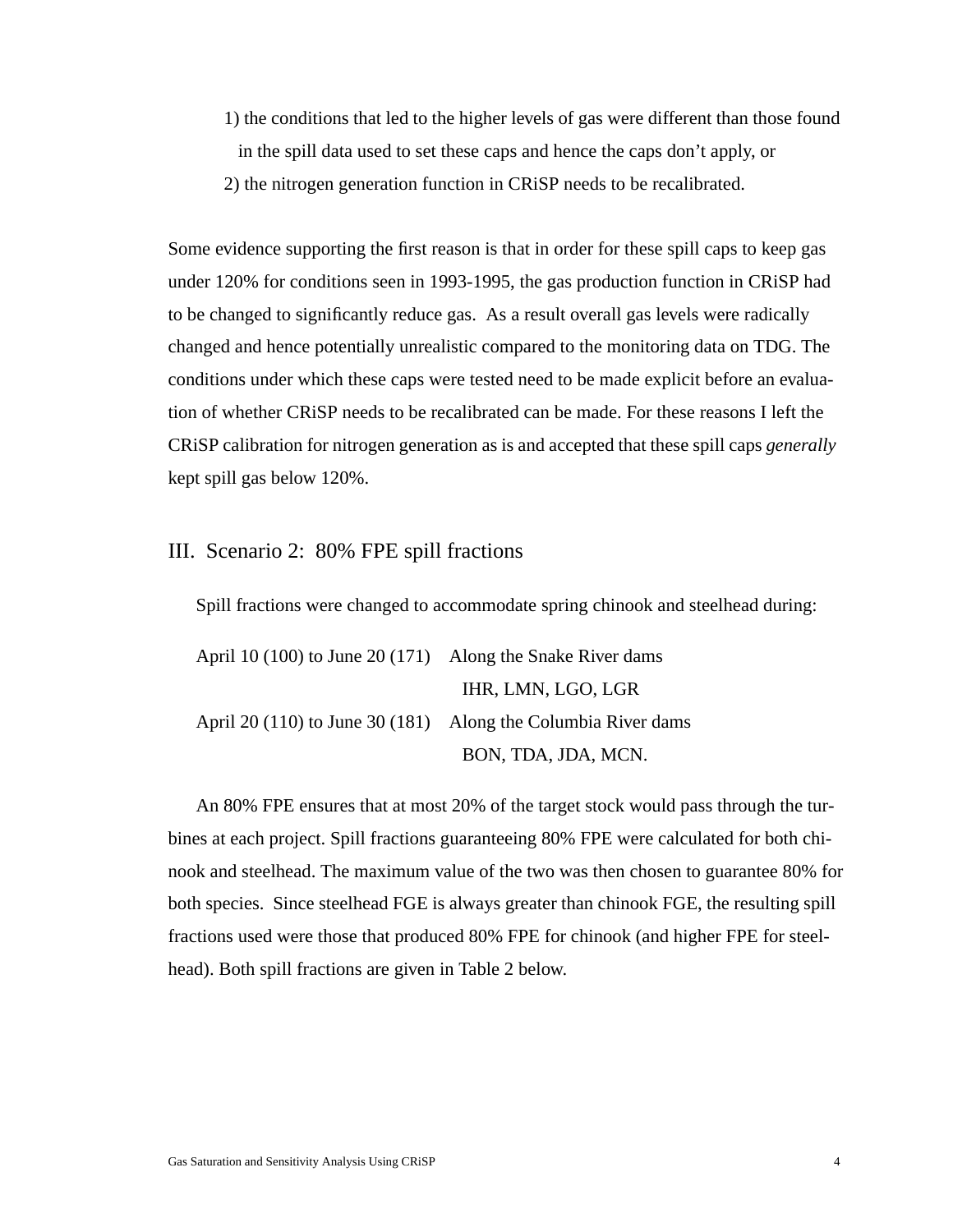1) the conditions that led to the higher levels of gas were different than those found in the spill data used to set these caps and hence the caps don't apply, or
2) the nitrogen generation function in CRiSP needs to be recalibrated.

Some evidence supporting the first reason is that in order for these spill caps to keep gas under 120% for conditions seen in 1993-1995, the gas production function in CRiSP had to be changed to significantly reduce gas. As a result overall gas levels were radically changed and hence potentially unrealistic compared to the monitoring data on TDG. The conditions under which these caps were tested need to be made explicit before an evaluation of whether CRiSP needs to be recalibrated can be made. For these reasons I left the CRiSP calibration for nitrogen generation as is and accepted that these spill caps *generally* kept spill gas below 120%.

## III. Scenario 2: 80% FPE spill fractions

Spill fractions were changed to accommodate spring chinook and steelhead during:

| | |
|---|---|
| April 10 (100) to June 20 (171) | Along the Snake River dams IHR, LMN, LGO, LGR |
| April 20 (110) to June 30 (181) | Along the Columbia River dams BON, TDA, JDA, MCN. |

An 80% FPE ensures that at most 20% of the target stock would pass through the turbines at each project. Spill fractions guaranteeing 80% FPE were calculated for both chinook and steelhead. The maximum value of the two was then chosen to guarantee 80% for both species. Since steelhead FGE is always greater than chinook FGE, the resulting spill fractions used were those that produced 80% FPE for chinook (and higher FPE for steelhead). Both spill fractions are given in Table 2 below.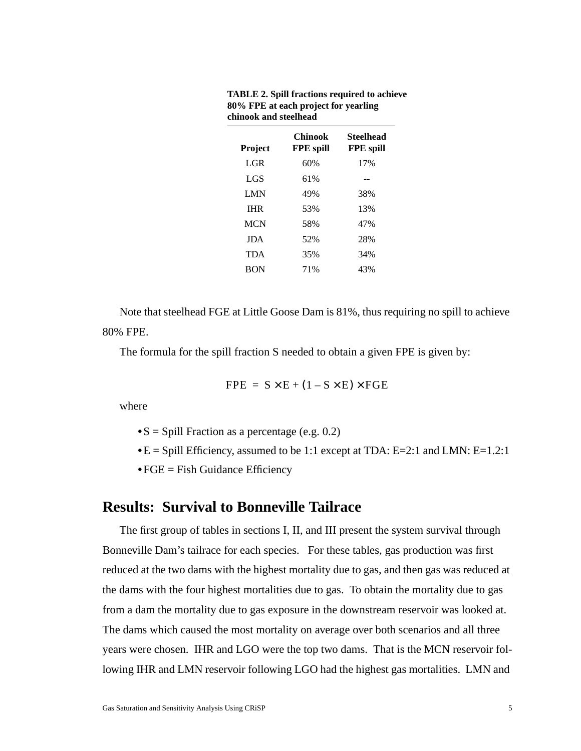**TABLE 2. Spill fractions required to achieve 80% FPE at each project for yearling chinook and steelhead**

| Project | Chinook FPE spill | Steelhead FPE spill |
|---|---|---|
| LGR | 60% | 17% |
| LGS | 61% | -- |
| LMN | 49% | 38% |
| IHR | 53% | 13% |
| MCN | 58% | 47% |
| JDA | 52% | 28% |
| TDA | 35% | 34% |
| BON | 71% | 43% |

Note that steelhead FGE at Little Goose Dam is 81%, thus requiring no spill to achieve 80% FPE.

The formula for the spill fraction S needed to obtain a given FPE is given by:

$$\mathrm{FPE} = \mathrm{S} \times \mathrm{E} + (1 - \mathrm{S} \times \mathrm{E}) \times \mathrm{FGE}$$

where

- S = Spill Fraction as a percentage (e.g. 0.2)
- E = Spill Efficiency, assumed to be 1:1 except at TDA: E=2:1 and LMN: E=1.2:1
- FGE = Fish Guidance Efficiency

## Results: Survival to Bonneville Tailrace

The first group of tables in sections I, II, and III present the system survival through Bonneville Dam's tailrace for each species. For these tables, gas production was first reduced at the two dams with the highest mortality due to gas, and then gas was reduced at the dams with the four highest mortalities due to gas. To obtain the mortality due to gas from a dam the mortality due to gas exposure in the downstream reservoir was looked at. The dams which caused the most mortality on average over both scenarios and all three years were chosen. IHR and LGO were the top two dams. That is the MCN reservoir following IHR and LMN reservoir following LGO had the highest gas mortalities. LMN and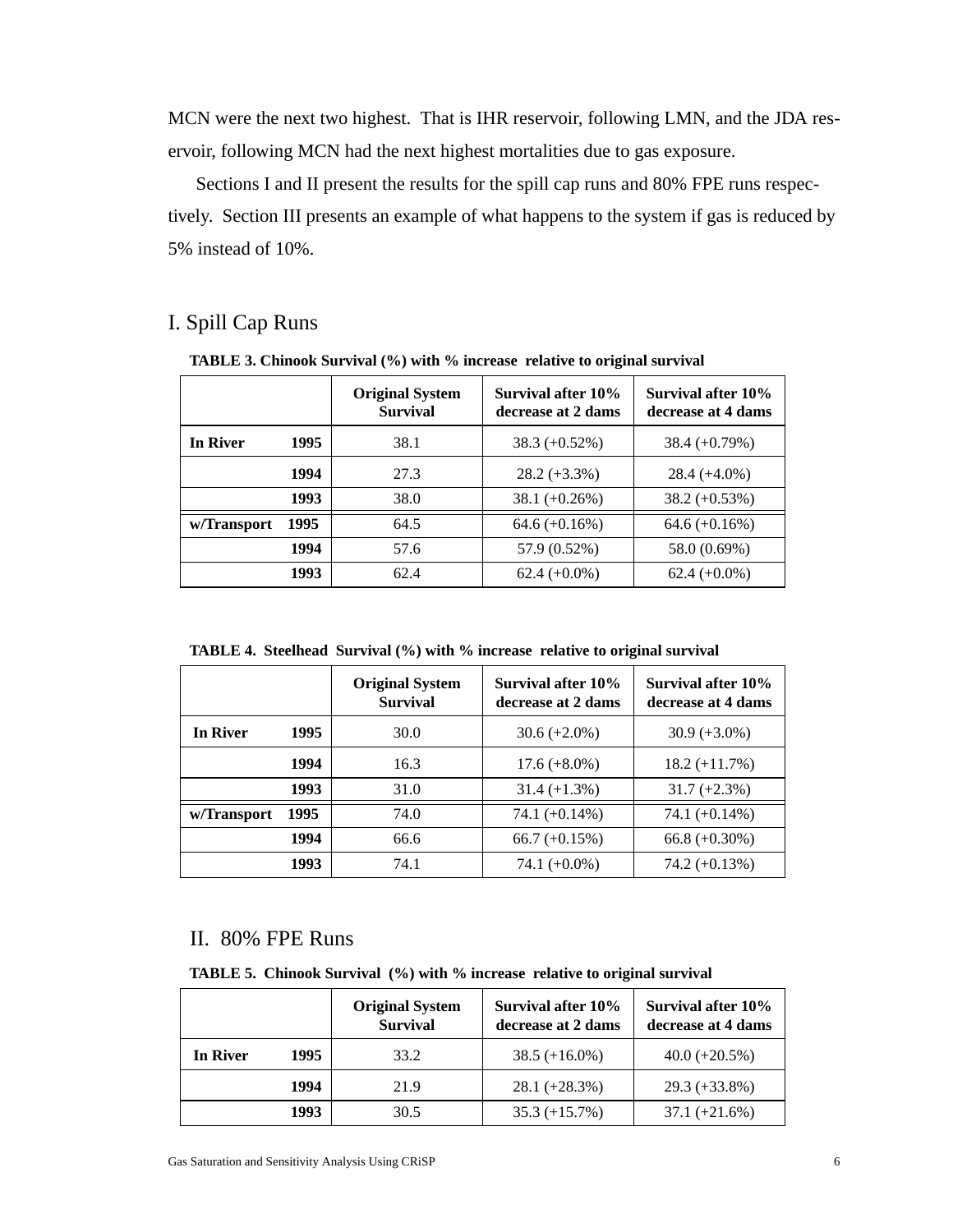MCN were the next two highest. That is IHR reservoir, following LMN, and the JDA reservoir, following MCN had the next highest mortalities due to gas exposure.

Sections I and II present the results for the spill cap runs and 80% FPE runs respectively. Section III presents an example of what happens to the system if gas is reduced by 5% instead of 10%.

## I. Spill Cap Runs

**TABLE 3. Chinook Survival (%) with % increase relative to original survival**

| | | Original System Survival | Survival after 10% decrease at 2 dams | Survival after 10% decrease at 4 dams |
|---|---|---|---|---|
| **In River** | **1995** | 38.1 | 38.3 (+0.52%) | 38.4 (+0.79%) |
| | **1994** | 27.3 | 28.2 (+3.3%) | 28.4 (+4.0%) |
| | **1993** | 38.0 | 38.1 (+0.26%) | 38.2 (+0.53%) |
| **w/Transport** | **1995** | 64.5 | 64.6 (+0.16%) | 64.6 (+0.16%) |
| | **1994** | 57.6 | 57.9 (0.52%) | 58.0 (0.69%) |
| | **1993** | 62.4 | 62.4 (+0.0%) | 62.4 (+0.0%) |

**TABLE 4. Steelhead Survival (%) with % increase relative to original survival**

| | | Original System Survival | Survival after 10% decrease at 2 dams | Survival after 10% decrease at 4 dams |
|---|---|---|---|---|
| **In River** | **1995** | 30.0 | 30.6 (+2.0%) | 30.9 (+3.0%) |
| | **1994** | 16.3 | 17.6 (+8.0%) | 18.2 (+11.7%) |
| | **1993** | 31.0 | 31.4 (+1.3%) | 31.7 (+2.3%) |
| **w/Transport** | **1995** | 74.0 | 74.1 (+0.14%) | 74.1 (+0.14%) |
| | **1994** | 66.6 | 66.7 (+0.15%) | 66.8 (+0.30%) |
| | **1993** | 74.1 | 74.1 (+0.0%) | 74.2 (+0.13%) |

## II. 80% FPE Runs

**TABLE 5. Chinook Survival (%) with % increase relative to original survival**

| | | Original System Survival | Survival after 10% decrease at 2 dams | Survival after 10% decrease at 4 dams |
|---|---|---|---|---|
| **In River** | **1995** | 33.2 | 38.5 (+16.0%) | 40.0 (+20.5%) |
| | **1994** | 21.9 | 28.1 (+28.3%) | 29.3 (+33.8%) |
| | **1993** | 30.5 | 35.3 (+15.7%) | 37.1 (+21.6%) |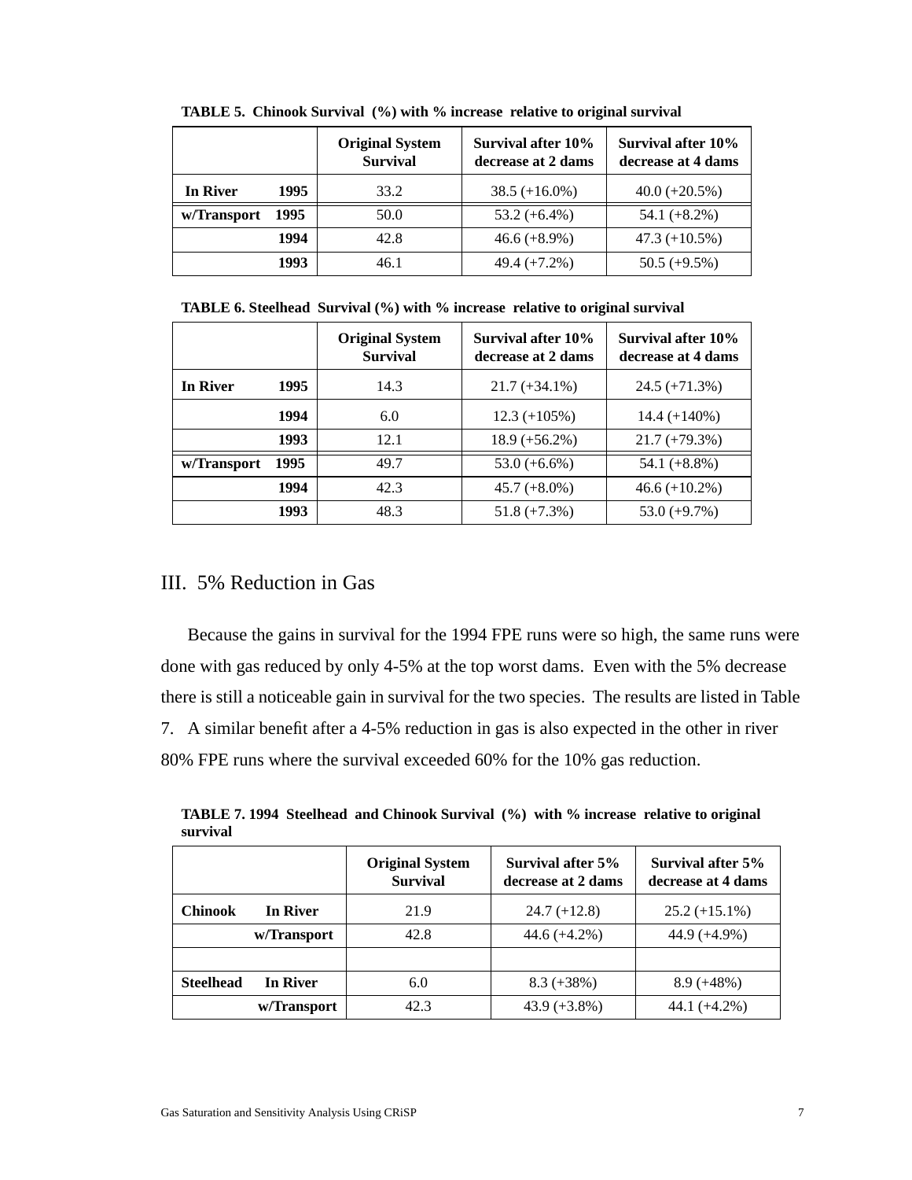**TABLE 5. Chinook Survival (%) with % increase relative to original survival**

| | | Original System Survival | Survival after 10% decrease at 2 dams | Survival after 10% decrease at 4 dams |
|---|---|---|---|---|
| **In River** | **1995** | 33.2 | 38.5 (+16.0%) | 40.0 (+20.5%) |
| **w/Transport** | **1995** | 50.0 | 53.2 (+6.4%) | 54.1 (+8.2%) |
| | **1994** | 42.8 | 46.6 (+8.9%) | 47.3 (+10.5%) |
| | **1993** | 46.1 | 49.4 (+7.2%) | 50.5 (+9.5%) |

**TABLE 6. Steelhead Survival (%) with % increase relative to original survival**

| | | Original System Survival | Survival after 10% decrease at 2 dams | Survival after 10% decrease at 4 dams |
|---|---|---|---|---|
| **In River** | **1995** | 14.3 | 21.7 (+34.1%) | 24.5 (+71.3%) |
| | **1994** | 6.0 | 12.3 (+105%) | 14.4 (+140%) |
| | **1993** | 12.1 | 18.9 (+56.2%) | 21.7 (+79.3%) |
| **w/Transport** | **1995** | 49.7 | 53.0 (+6.6%) | 54.1 (+8.8%) |
| | **1994** | 42.3 | 45.7 (+8.0%) | 46.6 (+10.2%) |
| | **1993** | 48.3 | 51.8 (+7.3%) | 53.0 (+9.7%) |

## III. 5% Reduction in Gas

Because the gains in survival for the 1994 FPE runs were so high, the same runs were done with gas reduced by only 4-5% at the top worst dams. Even with the 5% decrease there is still a noticeable gain in survival for the two species. The results are listed in Table 7. A similar benefit after a 4-5% reduction in gas is also expected in the other in river 80% FPE runs where the survival exceeded 60% for the 10% gas reduction.

**TABLE 7. 1994 Steelhead and Chinook Survival (%) with % increase relative to original survival**

| | | Original System Survival | Survival after 5% decrease at 2 dams | Survival after 5% decrease at 4 dams |
|---|---|---|---|---|
| **Chinook** | **In River** | 21.9 | 24.7 (+12.8) | 25.2 (+15.1%) |
| | **w/Transport** | 42.8 | 44.6 (+4.2%) | 44.9 (+4.9%) |
| | | | | |
| **Steelhead** | **In River** | 6.0 | 8.3 (+38%) | 8.9 (+48%) |
| | **w/Transport** | 42.3 | 43.9 (+3.8%) | 44.1 (+4.2%) |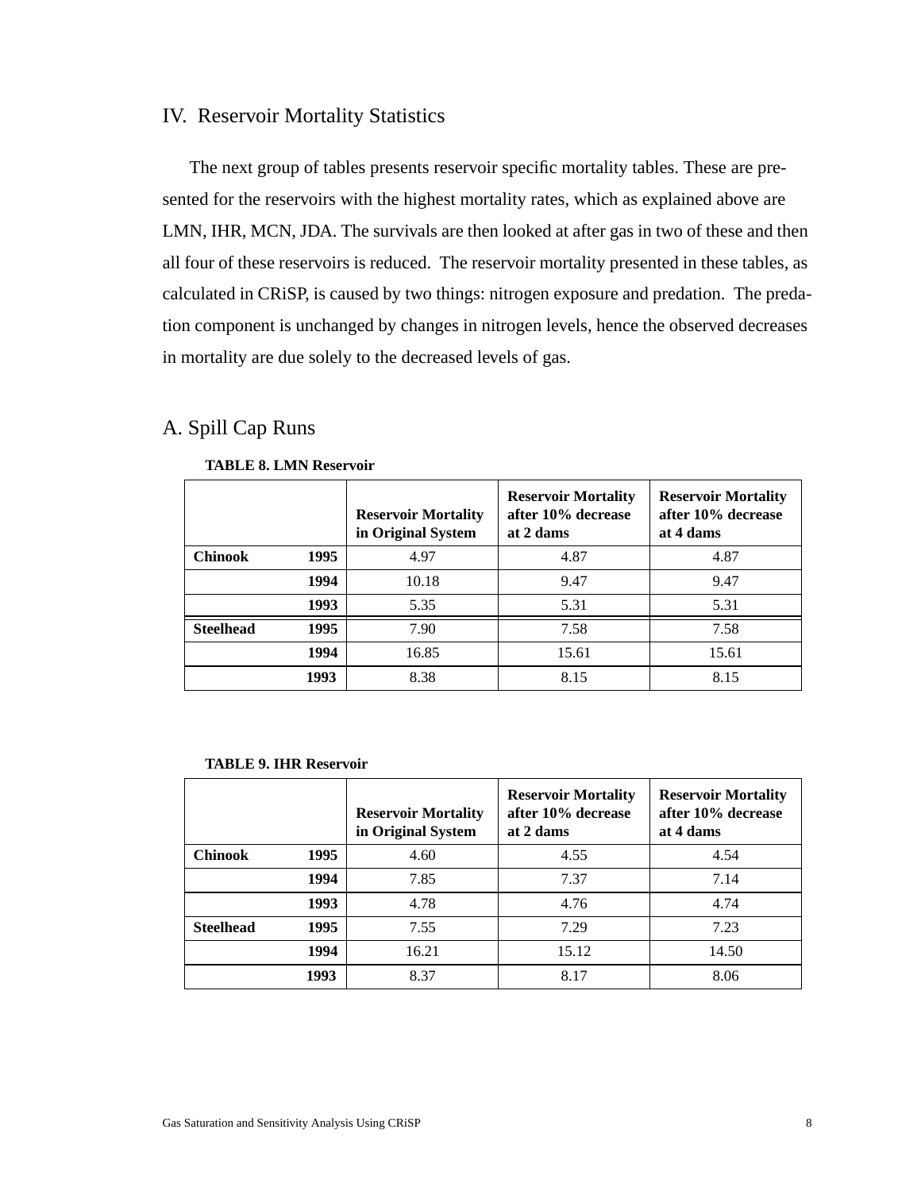## IV. Reservoir Mortality Statistics

The next group of tables presents reservoir specific mortality tables. These are presented for the reservoirs with the highest mortality rates, which as explained above are LMN, IHR, MCN, JDA. The survivals are then looked at after gas in two of these and then all four of these reservoirs is reduced. The reservoir mortality presented in these tables, as calculated in CRiSP, is caused by two things: nitrogen exposure and predation. The predation component is unchanged by changes in nitrogen levels, hence the observed decreases in mortality are due solely to the decreased levels of gas.

### A. Spill Cap Runs

**TABLE 8. LMN Reservoir**

| | | Reservoir Mortality in Original System | Reservoir Mortality after 10% decrease at 2 dams | Reservoir Mortality after 10% decrease at 4 dams |
|---|---|---|---|---|
| **Chinook** | **1995** | 4.97 | 4.87 | 4.87 |
| | **1994** | 10.18 | 9.47 | 9.47 |
| | **1993** | 5.35 | 5.31 | 5.31 |
| **Steelhead** | **1995** | 7.90 | 7.58 | 7.58 |
| | **1994** | 16.85 | 15.61 | 15.61 |
| | **1993** | 8.38 | 8.15 | 8.15 |

**TABLE 9. IHR Reservoir**

| | | Reservoir Mortality in Original System | Reservoir Mortality after 10% decrease at 2 dams | Reservoir Mortality after 10% decrease at 4 dams |
|---|---|---|---|---|
| **Chinook** | **1995** | 4.60 | 4.55 | 4.54 |
| | **1994** | 7.85 | 7.37 | 7.14 |
| | **1993** | 4.78 | 4.76 | 4.74 |
| **Steelhead** | **1995** | 7.55 | 7.29 | 7.23 |
| | **1994** | 16.21 | 15.12 | 14.50 |
| | **1993** | 8.37 | 8.17 | 8.06 |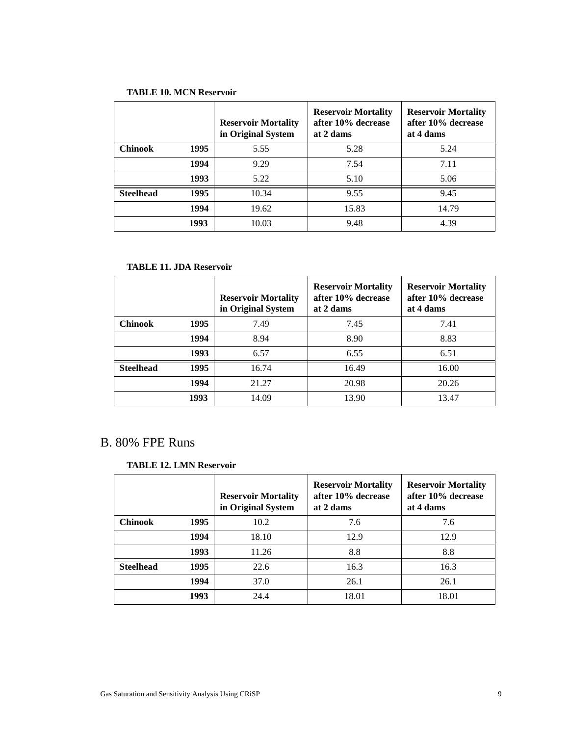**TABLE 10. MCN Reservoir**

| | | Reservoir Mortality in Original System | Reservoir Mortality after 10% decrease at 2 dams | Reservoir Mortality after 10% decrease at 4 dams |
|---|---|---|---|---|
| **Chinook** | **1995** | 5.55 | 5.28 | 5.24 |
| | **1994** | 9.29 | 7.54 | 7.11 |
| | **1993** | 5.22 | 5.10 | 5.06 |
| **Steelhead** | **1995** | 10.34 | 9.55 | 9.45 |
| | **1994** | 19.62 | 15.83 | 14.79 |
| | **1993** | 10.03 | 9.48 | 4.39 |

**TABLE 11. JDA Reservoir**

| | | Reservoir Mortality in Original System | Reservoir Mortality after 10% decrease at 2 dams | Reservoir Mortality after 10% decrease at 4 dams |
|---|---|---|---|---|
| **Chinook** | **1995** | 7.49 | 7.45 | 7.41 |
| | **1994** | 8.94 | 8.90 | 8.83 |
| | **1993** | 6.57 | 6.55 | 6.51 |
| **Steelhead** | **1995** | 16.74 | 16.49 | 16.00 |
| | **1994** | 21.27 | 20.98 | 20.26 |
| | **1993** | 14.09 | 13.90 | 13.47 |

## B. 80% FPE Runs

**TABLE 12. LMN Reservoir**

| | | Reservoir Mortality in Original System | Reservoir Mortality after 10% decrease at 2 dams | Reservoir Mortality after 10% decrease at 4 dams |
|---|---|---|---|---|
| **Chinook** | **1995** | 10.2 | 7.6 | 7.6 |
| | **1994** | 18.10 | 12.9 | 12.9 |
| | **1993** | 11.26 | 8.8 | 8.8 |
| **Steelhead** | **1995** | 22.6 | 16.3 | 16.3 |
| | **1994** | 37.0 | 26.1 | 26.1 |
| | **1993** | 24.4 | 18.01 | 18.01 |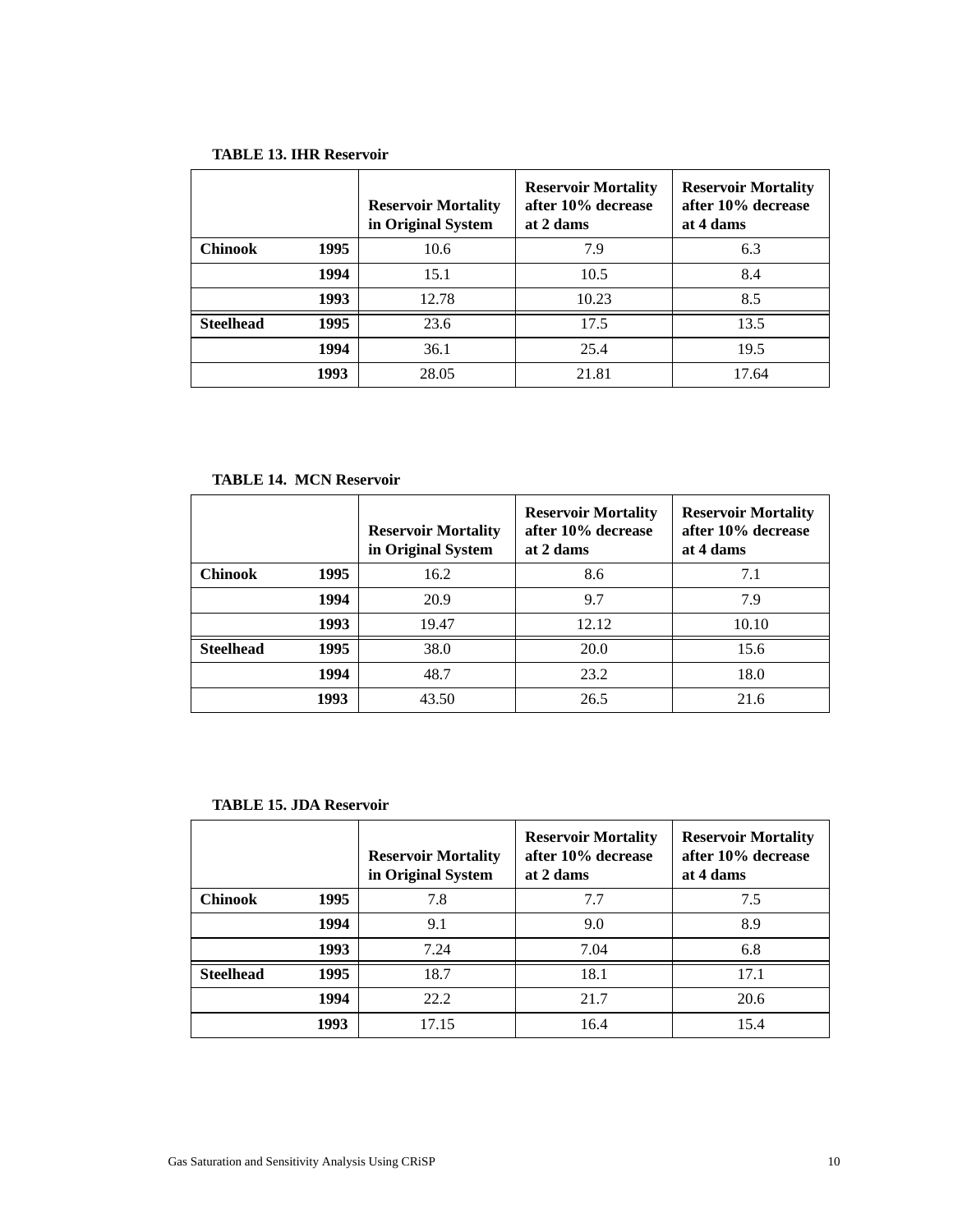**TABLE 13. IHR Reservoir**

| | | Reservoir Mortality in Original System | Reservoir Mortality after 10% decrease at 2 dams | Reservoir Mortality after 10% decrease at 4 dams |
|---|---|---|---|---|
| **Chinook** | **1995** | 10.6 | 7.9 | 6.3 |
| | **1994** | 15.1 | 10.5 | 8.4 |
| | **1993** | 12.78 | 10.23 | 8.5 |
| **Steelhead** | **1995** | 23.6 | 17.5 | 13.5 |
| | **1994** | 36.1 | 25.4 | 19.5 |
| | **1993** | 28.05 | 21.81 | 17.64 |

**TABLE 14. MCN Reservoir**

| | | Reservoir Mortality in Original System | Reservoir Mortality after 10% decrease at 2 dams | Reservoir Mortality after 10% decrease at 4 dams |
|---|---|---|---|---|
| **Chinook** | **1995** | 16.2 | 8.6 | 7.1 |
| | **1994** | 20.9 | 9.7 | 7.9 |
| | **1993** | 19.47 | 12.12 | 10.10 |
| **Steelhead** | **1995** | 38.0 | 20.0 | 15.6 |
| | **1994** | 48.7 | 23.2 | 18.0 |
| | **1993** | 43.50 | 26.5 | 21.6 |

**TABLE 15. JDA Reservoir**

| | | Reservoir Mortality in Original System | Reservoir Mortality after 10% decrease at 2 dams | Reservoir Mortality after 10% decrease at 4 dams |
|---|---|---|---|---|
| **Chinook** | **1995** | 7.8 | 7.7 | 7.5 |
| | **1994** | 9.1 | 9.0 | 8.9 |
| | **1993** | 7.24 | 7.04 | 6.8 |
| **Steelhead** | **1995** | 18.7 | 18.1 | 17.1 |
| | **1994** | 22.2 | 21.7 | 20.6 |
| | **1993** | 17.15 | 16.4 | 15.4 |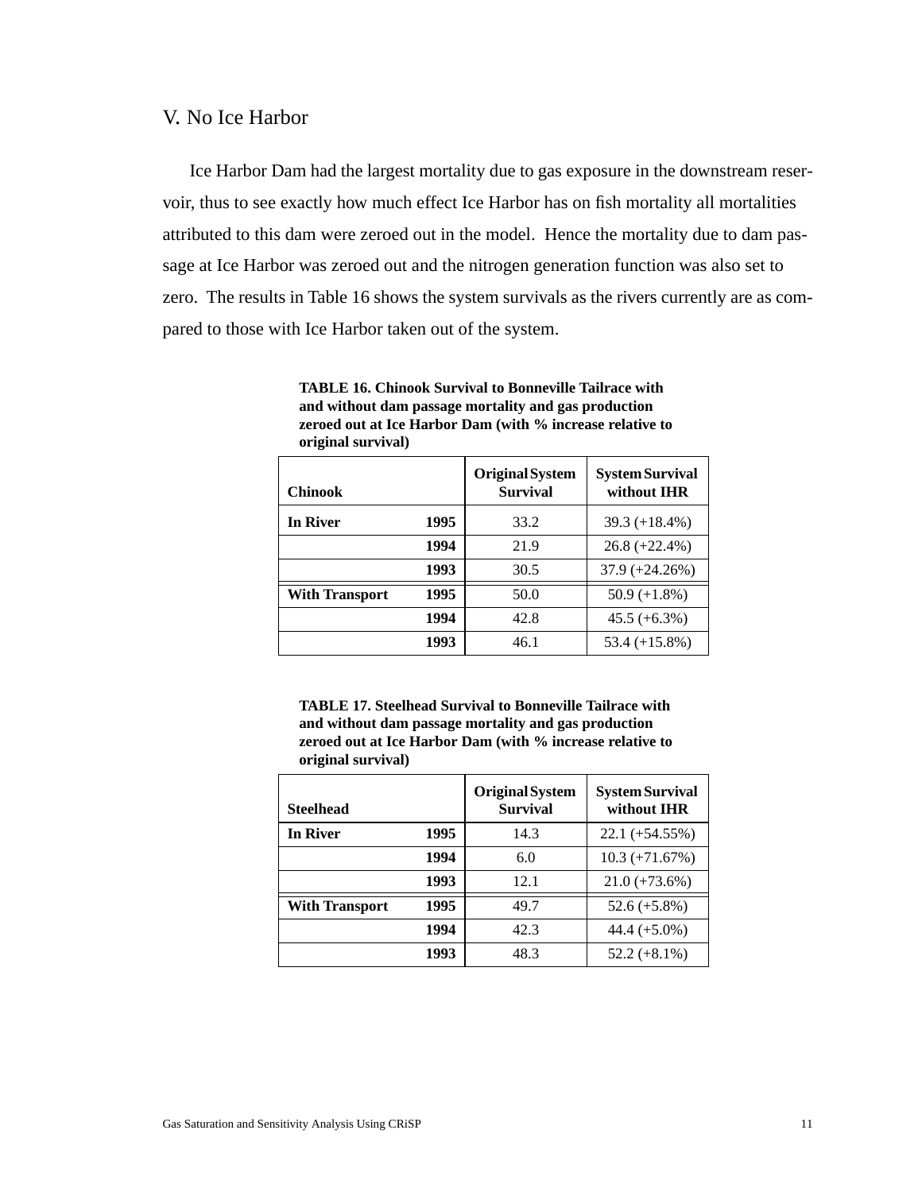## V. No Ice Harbor

Ice Harbor Dam had the largest mortality due to gas exposure in the downstream reservoir, thus to see exactly how much effect Ice Harbor has on fish mortality all mortalities attributed to this dam were zeroed out in the model. Hence the mortality due to dam passage at Ice Harbor was zeroed out and the nitrogen generation function was also set to zero. The results in Table 16 shows the system survivals as the rivers currently are as compared to those with Ice Harbor taken out of the system.

**TABLE 16. Chinook Survival to Bonneville Tailrace with and without dam passage mortality and gas production zeroed out at Ice Harbor Dam (with % increase relative to original survival)**

| Chinook | | Original System Survival | System Survival without IHR |
|---|---|---|---|
| **In River** | **1995** | 33.2 | 39.3 (+18.4%) |
| | **1994** | 21.9 | 26.8 (+22.4%) |
| | **1993** | 30.5 | 37.9 (+24.26%) |
| **With Transport** | **1995** | 50.0 | 50.9 (+1.8%) |
| | **1994** | 42.8 | 45.5 (+6.3%) |
| | **1993** | 46.1 | 53.4 (+15.8%) |

**TABLE 17. Steelhead Survival to Bonneville Tailrace with and without dam passage mortality and gas production zeroed out at Ice Harbor Dam (with % increase relative to original survival)**

| Steelhead | | Original System Survival | System Survival without IHR |
|---|---|---|---|
| **In River** | **1995** | 14.3 | 22.1 (+54.55%) |
| | **1994** | 6.0 | 10.3 (+71.67%) |
| | **1993** | 12.1 | 21.0 (+73.6%) |
| **With Transport** | **1995** | 49.7 | 52.6 (+5.8%) |
| | **1994** | 42.3 | 44.4 (+5.0%) |
| | **1993** | 48.3 | 52.2 (+8.1%) |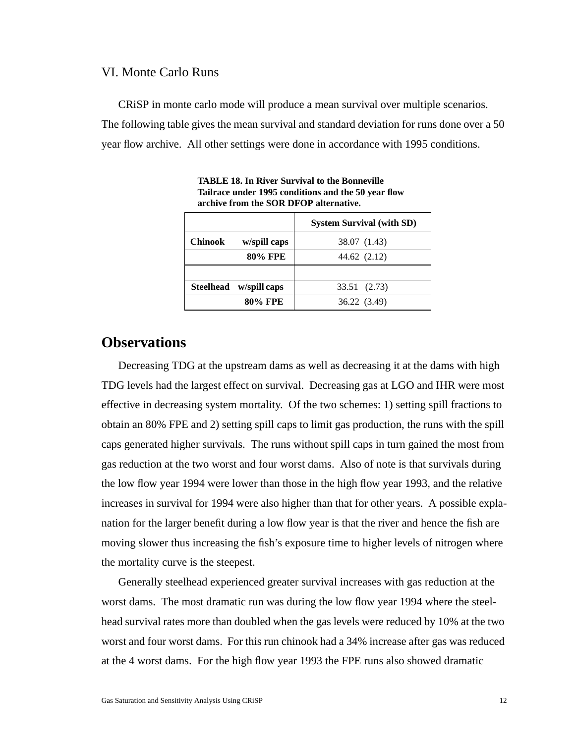## VI. Monte Carlo Runs

CRiSP in monte carlo mode will produce a mean survival over multiple scenarios. The following table gives the mean survival and standard deviation for runs done over a 50 year flow archive. All other settings were done in accordance with 1995 conditions.

**TABLE 18. In River Survival to the Bonneville Tailrace under 1995 conditions and the 50 year flow archive from the SOR DFOP alternative.**

| | | System Survival (with SD) |
|---|---|---|
| **Chinook** | **w/spill caps** | 38.07 (1.43) |
| | **80% FPE** | 44.62 (2.12) |
| | | |
| **Steelhead** | **w/spill caps** | 33.51 (2.73) |
| | **80% FPE** | 36.22 (3.49) |

# Observations

Decreasing TDG at the upstream dams as well as decreasing it at the dams with high TDG levels had the largest effect on survival. Decreasing gas at LGO and IHR were most effective in decreasing system mortality. Of the two schemes: 1) setting spill fractions to obtain an 80% FPE and 2) setting spill caps to limit gas production, the runs with the spill caps generated higher survivals. The runs without spill caps in turn gained the most from gas reduction at the two worst and four worst dams. Also of note is that survivals during the low flow year 1994 were lower than those in the high flow year 1993, and the relative increases in survival for 1994 were also higher than that for other years. A possible explanation for the larger benefit during a low flow year is that the river and hence the fish are moving slower thus increasing the fish's exposure time to higher levels of nitrogen where the mortality curve is the steepest.

Generally steelhead experienced greater survival increases with gas reduction at the worst dams. The most dramatic run was during the low flow year 1994 where the steelhead survival rates more than doubled when the gas levels were reduced by 10% at the two worst and four worst dams. For this run chinook had a 34% increase after gas was reduced at the 4 worst dams. For the high flow year 1993 the FPE runs also showed dramatic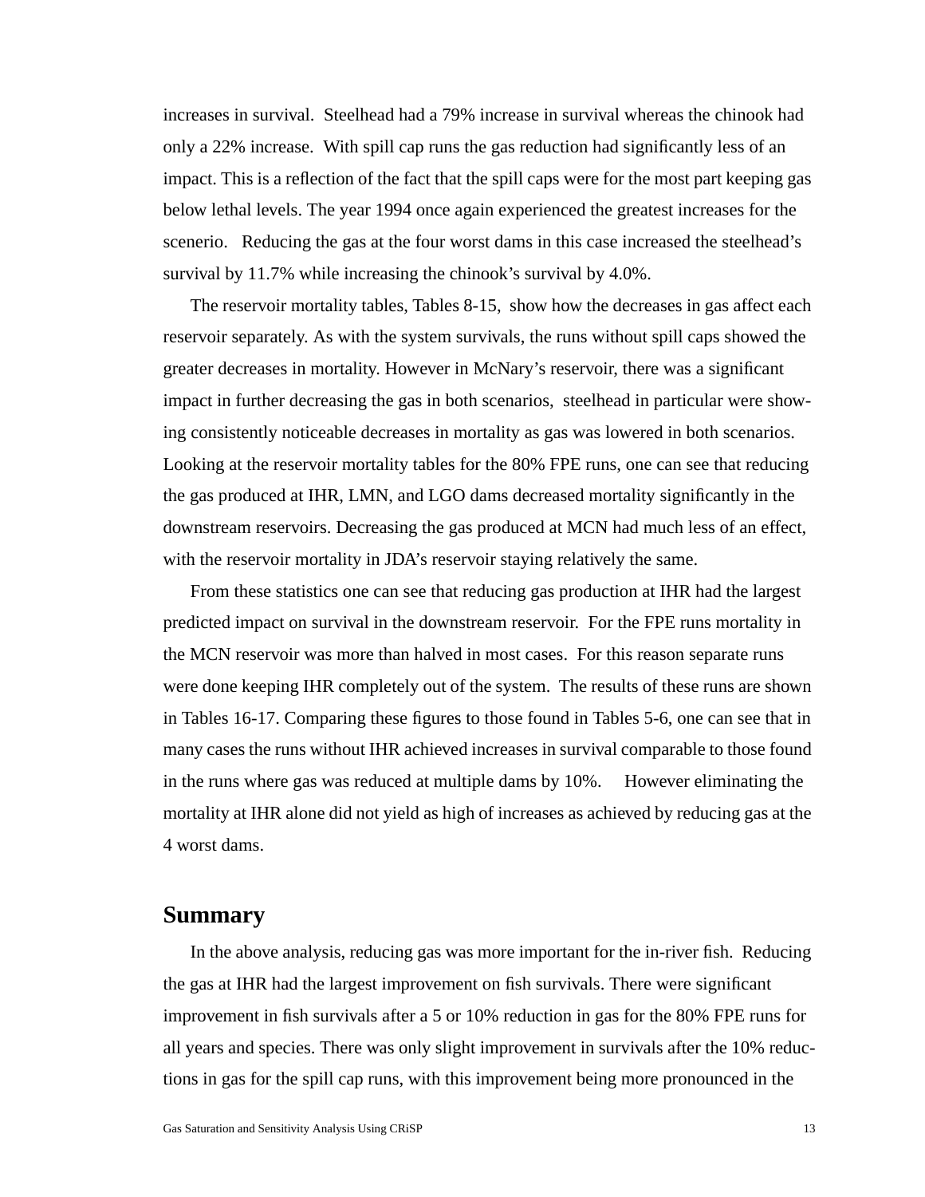increases in survival. Steelhead had a 79% increase in survival whereas the chinook had only a 22% increase. With spill cap runs the gas reduction had significantly less of an impact. This is a reflection of the fact that the spill caps were for the most part keeping gas below lethal levels. The year 1994 once again experienced the greatest increases for the scenerio. Reducing the gas at the four worst dams in this case increased the steelhead's survival by 11.7% while increasing the chinook's survival by 4.0%.

The reservoir mortality tables, Tables 8-15, show how the decreases in gas affect each reservoir separately. As with the system survivals, the runs without spill caps showed the greater decreases in mortality. However in McNary's reservoir, there was a significant impact in further decreasing the gas in both scenarios, steelhead in particular were showing consistently noticeable decreases in mortality as gas was lowered in both scenarios. Looking at the reservoir mortality tables for the 80% FPE runs, one can see that reducing the gas produced at IHR, LMN, and LGO dams decreased mortality significantly in the downstream reservoirs. Decreasing the gas produced at MCN had much less of an effect, with the reservoir mortality in JDA's reservoir staying relatively the same.

From these statistics one can see that reducing gas production at IHR had the largest predicted impact on survival in the downstream reservoir. For the FPE runs mortality in the MCN reservoir was more than halved in most cases. For this reason separate runs were done keeping IHR completely out of the system. The results of these runs are shown in Tables 16-17. Comparing these figures to those found in Tables 5-6, one can see that in many cases the runs without IHR achieved increases in survival comparable to those found in the runs where gas was reduced at multiple dams by 10%. However eliminating the mortality at IHR alone did not yield as high of increases as achieved by reducing gas at the 4 worst dams.

## Summary

In the above analysis, reducing gas was more important for the in-river fish. Reducing the gas at IHR had the largest improvement on fish survivals. There were significant improvement in fish survivals after a 5 or 10% reduction in gas for the 80% FPE runs for all years and species. There was only slight improvement in survivals after the 10% reductions in gas for the spill cap runs, with this improvement being more pronounced in the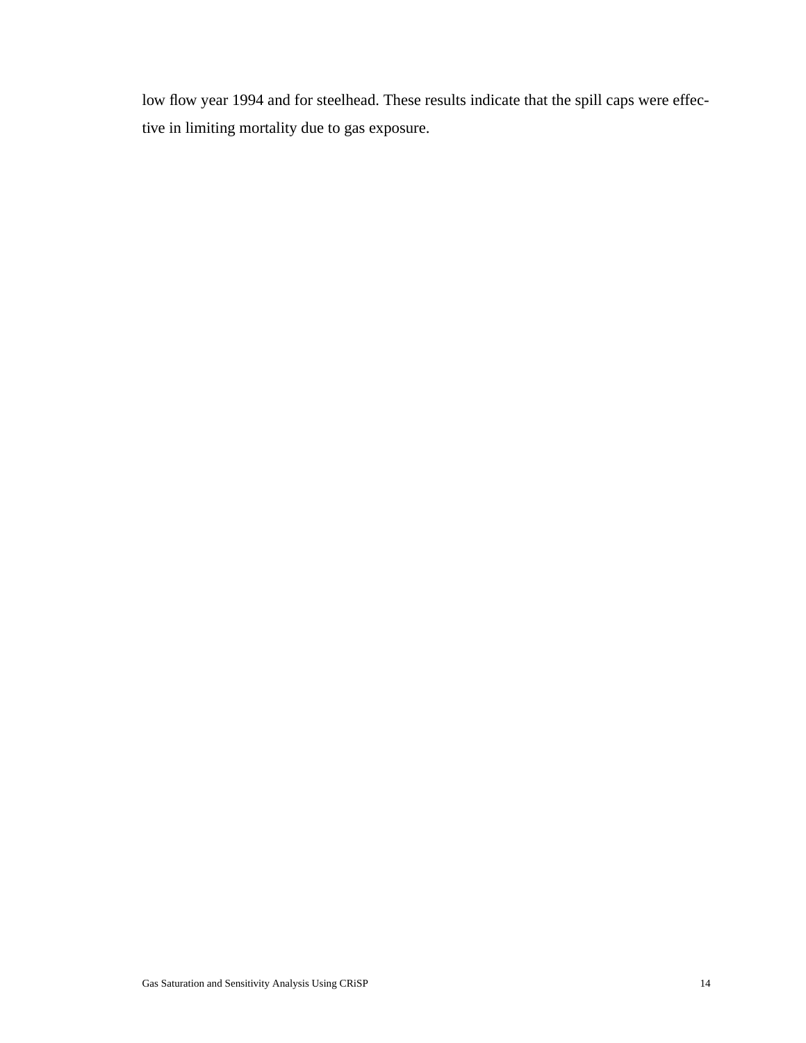low flow year 1994 and for steelhead. These results indicate that the spill caps were effective in limiting mortality due to gas exposure.